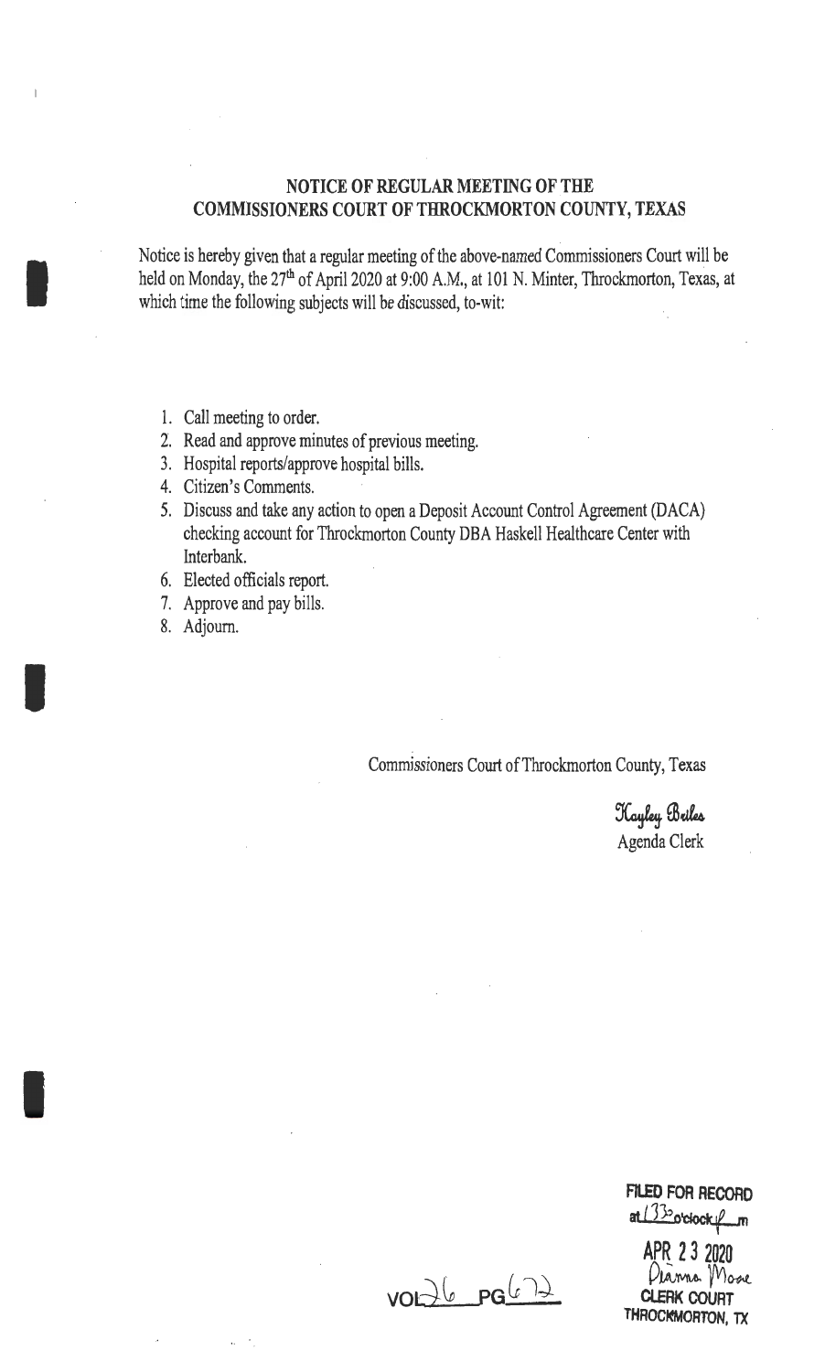## NOTICE OF REGULAR MEETING OF THE COMMISSIONERS COURT OF THROCKMORTON COUNTY, TEXAS

Notice is hereby given that a regular meeting of the above-named Commissioners Court will be held on Monday, the 27th of April 2020 at 9:00 A.M., at 101 N. Minter, Throckmorton, Texas, at which time the following subjects will be discussed, to-wit:

1. Call meeting to order.
2. Read and approve minutes of previous meeting.
3. Hospital reports/approve hospital bills.
4. Citizen's Comments.
5. Discuss and take any action to open a Deposit Account Control Agreement (DACA) checking account for Throckmorton County DBA Haskell Healthcare Center with Interbank.
6. Elected officials report.
7. Approve and pay bills.
8. Adjourn.

Commissioners Court of Throckmorton County, Texas

Kayley Beiles
Agenda Clerk

VOL 26 PG 672

FILED FOR RECORD
at 1:30 o'clock P m
APR 23 2020
Diana Moore
CLERK COURT
THROCKMORTON, TX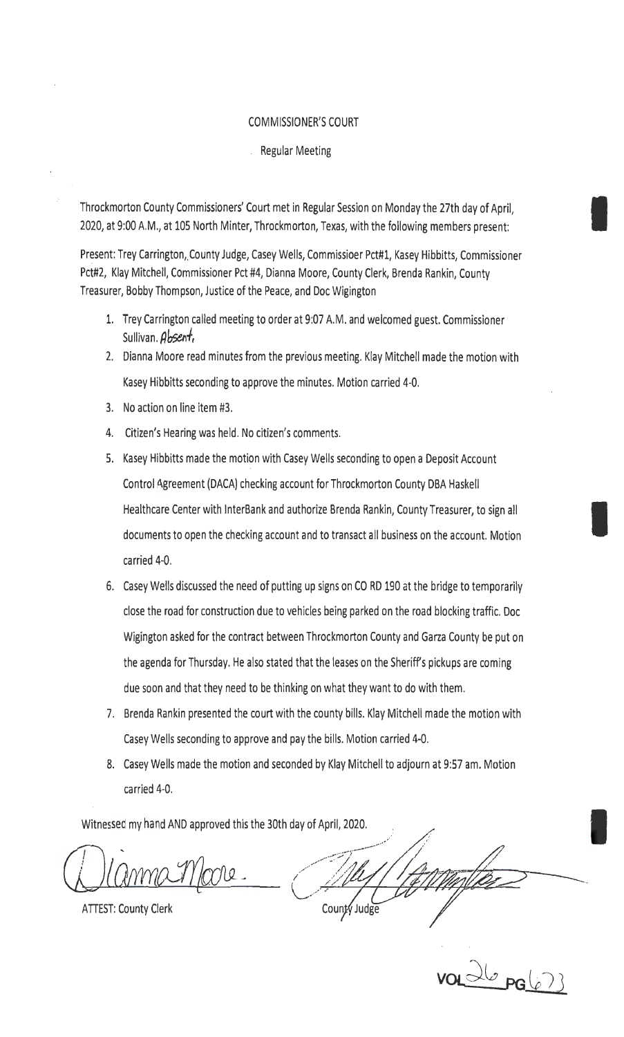COMMISSIONER'S COURT

Regular Meeting

Throckmorton County Commissioners' Court met in Regular Session on Monday the 27th day of April, 2020, at 9:00 A.M., at 105 North Minter, Throckmorton, Texas, with the following members present:

Present: Trey Carrington, County Judge, Casey Wells, Commissioer Pct#1, Kasey Hibbitts, Commissioner Pct#2, Klay Mitchell, Commissioner Pct #4, Dianna Moore, County Clerk, Brenda Rankin, County Treasurer, Bobby Thompson, Justice of the Peace, and Doc Wigington

1. Trey Carrington called meeting to order at 9:07 A.M. and welcomed guest. Commissioner Sullivan. Absent.
2. Dianna Moore read minutes from the previous meeting. Klay Mitchell made the motion with Kasey Hibbitts seconding to approve the minutes. Motion carried 4-0.
3. No action on line item #3.
4. Citizen's Hearing was held. No citizen's comments.
5. Kasey Hibbitts made the motion with Casey Wells seconding to open a Deposit Account Control Agreement (DACA) checking account for Throckmorton County DBA Haskell Healthcare Center with InterBank and authorize Brenda Rankin, County Treasurer, to sign all documents to open the checking account and to transact all business on the account. Motion carried 4-0.
6. Casey Wells discussed the need of putting up signs on CO RD 190 at the bridge to temporarily close the road for construction due to vehicles being parked on the road blocking traffic. Doc Wigington asked for the contract between Throckmorton County and Garza County be put on the agenda for Thursday. He also stated that the leases on the Sheriff's pickups are coming due soon and that they need to be thinking on what they want to do with them.
7. Brenda Rankin presented the court with the county bills. Klay Mitchell made the motion with Casey Wells seconding to approve and pay the bills. Motion carried 4-0.
8. Casey Wells made the motion and seconded by Klay Mitchell to adjourn at 9:57 am. Motion carried 4-0.

Witnessed my hand AND approved this the 30th day of April, 2020.

Dianna Moore

ATTEST: County Clerk

County Judge

VOL 26 PG 623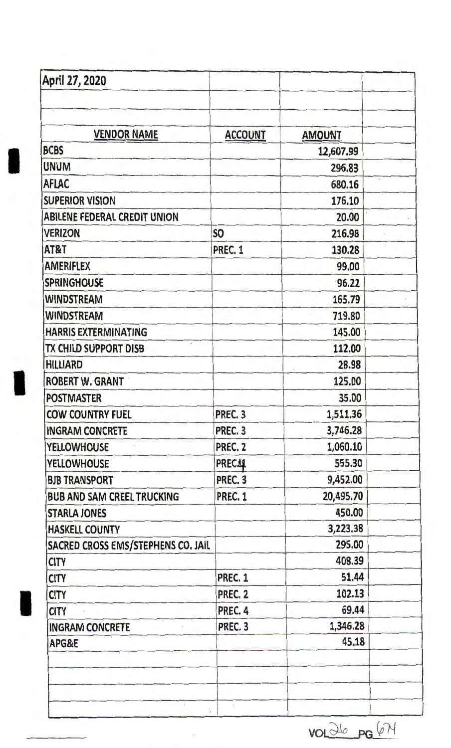April 27, 2020

| VENDOR NAME | ACCOUNT | AMOUNT |
| --- | --- | --- |
| BCBS | | 12,607.99 |
| UNUM | | 296.83 |
| AFLAC | | 680.16 |
| SUPERIOR VISION | | 176.10 |
| ABILENE FEDERAL CREDIT UNION | | 20.00 |
| VERIZON | SO | 216.98 |
| AT&T | PREC. 1 | 130.28 |
| AMERIFLEX | | 99.00 |
| SPRINGHOUSE | | 96.22 |
| WINDSTREAM | | 165.79 |
| WINDSTREAM | | 719.80 |
| HARRIS EXTERMINATING | | 145.00 |
| TX CHILD SUPPORT DISB | | 112.00 |
| HILLIARD | | 28.98 |
| ROBERT W. GRANT | | 125.00 |
| POSTMASTER | | 35.00 |
| COW COUNTRY FUEL | PREC. 3 | 1,511.36 |
| INGRAM CONCRETE | PREC. 3 | 3,746.28 |
| YELLOWHOUSE | PREC. 2 | 1,060.10 |
| YELLOWHOUSE | PREC. 4 | 555.30 |
| BJB TRANSPORT | PREC. 3 | 9,452.00 |
| BUB AND SAM CREEL TRUCKING | PREC. 1 | 20,495.70 |
| STARLA JONES | | 450.00 |
| HASKELL COUNTY | | 3,223.38 |
| SACRED CROSS EMS/STEPHENS CO. JAIL | | 295.00 |
| CITY | | 408.39 |
| CITY | PREC. 1 | 51.44 |
| CITY | PREC. 2 | 102.13 |
| CITY | PREC. 4 | 69.44 |
| INGRAM CONCRETE | PREC. 3 | 1,346.28 |
| APG&E | | 45.18 |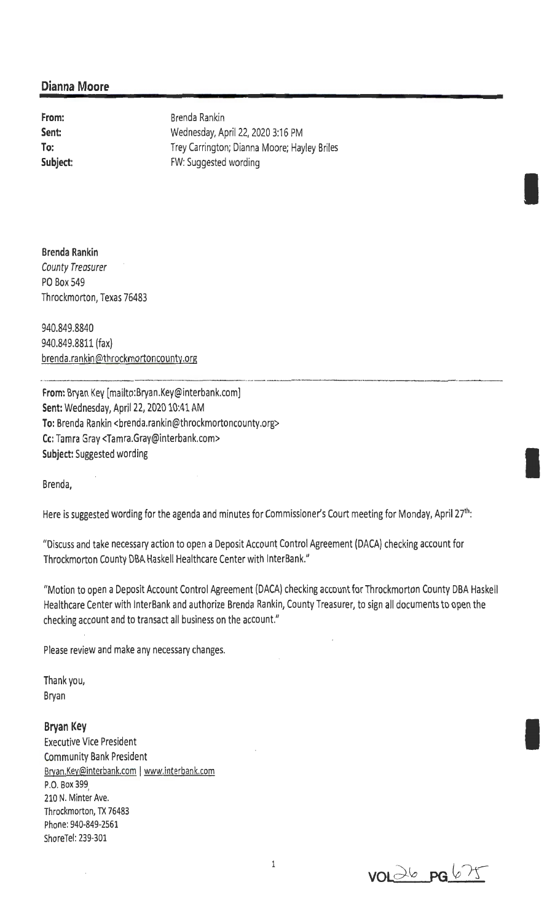## Dianna Moore

**From:** Brenda Rankin
**Sent:** Wednesday, April 22, 2020 3:16 PM
**To:** Trey Carrington; Dianna Moore; Hayley Briles
**Subject:** FW: Suggested wording

**Brenda Rankin**
*County Treasurer*
PO Box 549
Throckmorton, Texas 76483

940.849.8840
940.849.8811 (fax)
brenda.rankin@throckmortoncounty.org

---

**From:** Bryan Key [mailto:Bryan.Key@interbank.com]
**Sent:** Wednesday, April 22, 2020 10:41 AM
**To:** Brenda Rankin <brenda.rankin@throckmortoncounty.org>
**Cc:** Tamra Gray <Tamra.Gray@interbank.com>
**Subject:** Suggested wording

Brenda,

Here is suggested wording for the agenda and minutes for Commissioner's Court meeting for Monday, April 27th:

"Discuss and take necessary action to open a Deposit Account Control Agreement (DACA) checking account for Throckmorton County DBA Haskell Healthcare Center with InterBank."

"Motion to open a Deposit Account Control Agreement (DACA) checking account for Throckmorton County DBA Haskell Healthcare Center with InterBank and authorize Brenda Rankin, County Treasurer, to sign all documents to open the checking account and to transact all business on the account."

Please review and make any necessary changes.

Thank you,
Bryan

**Bryan Key**
Executive Vice President
Community Bank President
Bryan.Key@interbank.com | www.interbank.com
P.O. Box 399
210 N. Minter Ave.
Throckmorton, TX 76483
Phone: 940-849-2561
ShoreTel: 239-301

VOL 26 PG 675